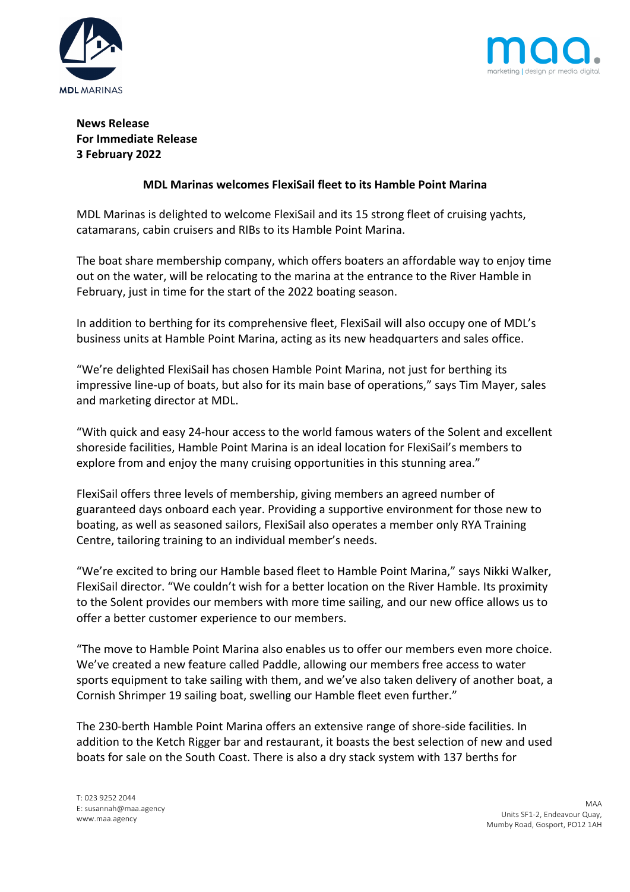**News Release**
**For Immediate Release**
**3 February 2022**

**MDL Marinas welcomes FlexiSail fleet to its Hamble Point Marina**

MDL Marinas is delighted to welcome FlexiSail and its 15 strong fleet of cruising yachts, catamarans, cabin cruisers and RIBs to its Hamble Point Marina.

The boat share membership company, which offers boaters an affordable way to enjoy time out on the water, will be relocating to the marina at the entrance to the River Hamble in February, just in time for the start of the 2022 boating season.

In addition to berthing for its comprehensive fleet, FlexiSail will also occupy one of MDL's business units at Hamble Point Marina, acting as its new headquarters and sales office.

"We're delighted FlexiSail has chosen Hamble Point Marina, not just for berthing its impressive line-up of boats, but also for its main base of operations," says Tim Mayer, sales and marketing director at MDL.

"With quick and easy 24-hour access to the world famous waters of the Solent and excellent shoreside facilities, Hamble Point Marina is an ideal location for FlexiSail's members to explore from and enjoy the many cruising opportunities in this stunning area."

FlexiSail offers three levels of membership, giving members an agreed number of guaranteed days onboard each year. Providing a supportive environment for those new to boating, as well as seasoned sailors, FlexiSail also operates a member only RYA Training Centre, tailoring training to an individual member's needs.

"We're excited to bring our Hamble based fleet to Hamble Point Marina," says Nikki Walker, FlexiSail director. "We couldn't wish for a better location on the River Hamble. Its proximity to the Solent provides our members with more time sailing, and our new office allows us to offer a better customer experience to our members.

"The move to Hamble Point Marina also enables us to offer our members even more choice. We've created a new feature called Paddle, allowing our members free access to water sports equipment to take sailing with them, and we've also taken delivery of another boat, a Cornish Shrimper 19 sailing boat, swelling our Hamble fleet even further."

The 230-berth Hamble Point Marina offers an extensive range of shore-side facilities. In addition to the Ketch Rigger bar and restaurant, it boasts the best selection of new and used boats for sale on the South Coast. There is also a dry stack system with 137 berths for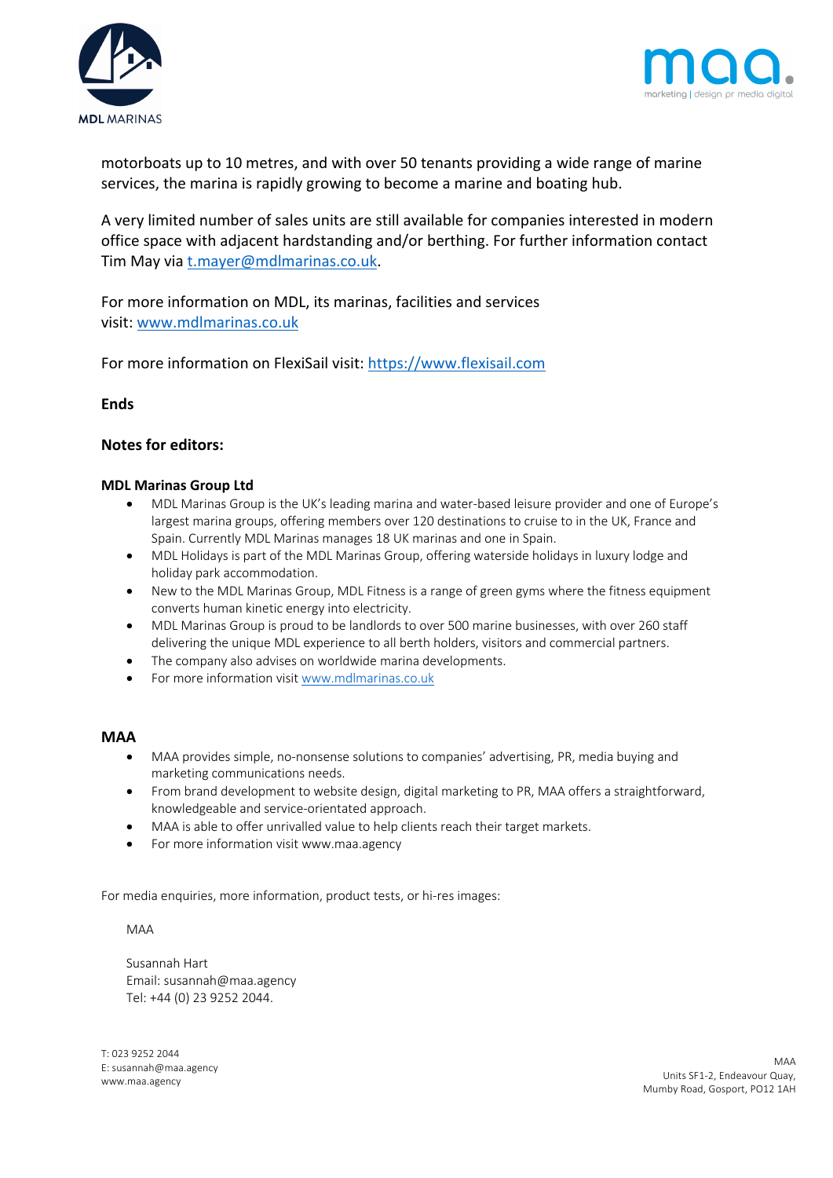motorboats up to 10 metres, and with over 50 tenants providing a wide range of marine services, the marina is rapidly growing to become a marine and boating hub.

A very limited number of sales units are still available for companies interested in modern office space with adjacent hardstanding and/or berthing. For further information contact Tim May via t.mayer@mdlmarinas.co.uk.

For more information on MDL, its marinas, facilities and services visit: www.mdlmarinas.co.uk

For more information on FlexiSail visit: https://www.flexisail.com

**Ends**

**Notes for editors:**

**MDL Marinas Group Ltd**

- MDL Marinas Group is the UK's leading marina and water-based leisure provider and one of Europe's largest marina groups, offering members over 120 destinations to cruise to in the UK, France and Spain. Currently MDL Marinas manages 18 UK marinas and one in Spain.
- MDL Holidays is part of the MDL Marinas Group, offering waterside holidays in luxury lodge and holiday park accommodation.
- New to the MDL Marinas Group, MDL Fitness is a range of green gyms where the fitness equipment converts human kinetic energy into electricity.
- MDL Marinas Group is proud to be landlords to over 500 marine businesses, with over 260 staff delivering the unique MDL experience to all berth holders, visitors and commercial partners.
- The company also advises on worldwide marina developments.
- For more information visit www.mdlmarinas.co.uk

**MAA**

- MAA provides simple, no-nonsense solutions to companies' advertising, PR, media buying and marketing communications needs.
- From brand development to website design, digital marketing to PR, MAA offers a straightforward, knowledgeable and service-orientated approach.
- MAA is able to offer unrivalled value to help clients reach their target markets.
- For more information visit www.maa.agency

For media enquiries, more information, product tests, or hi-res images:

MAA

Susannah Hart
Email: susannah@maa.agency
Tel: +44 (0) 23 9252 2044.